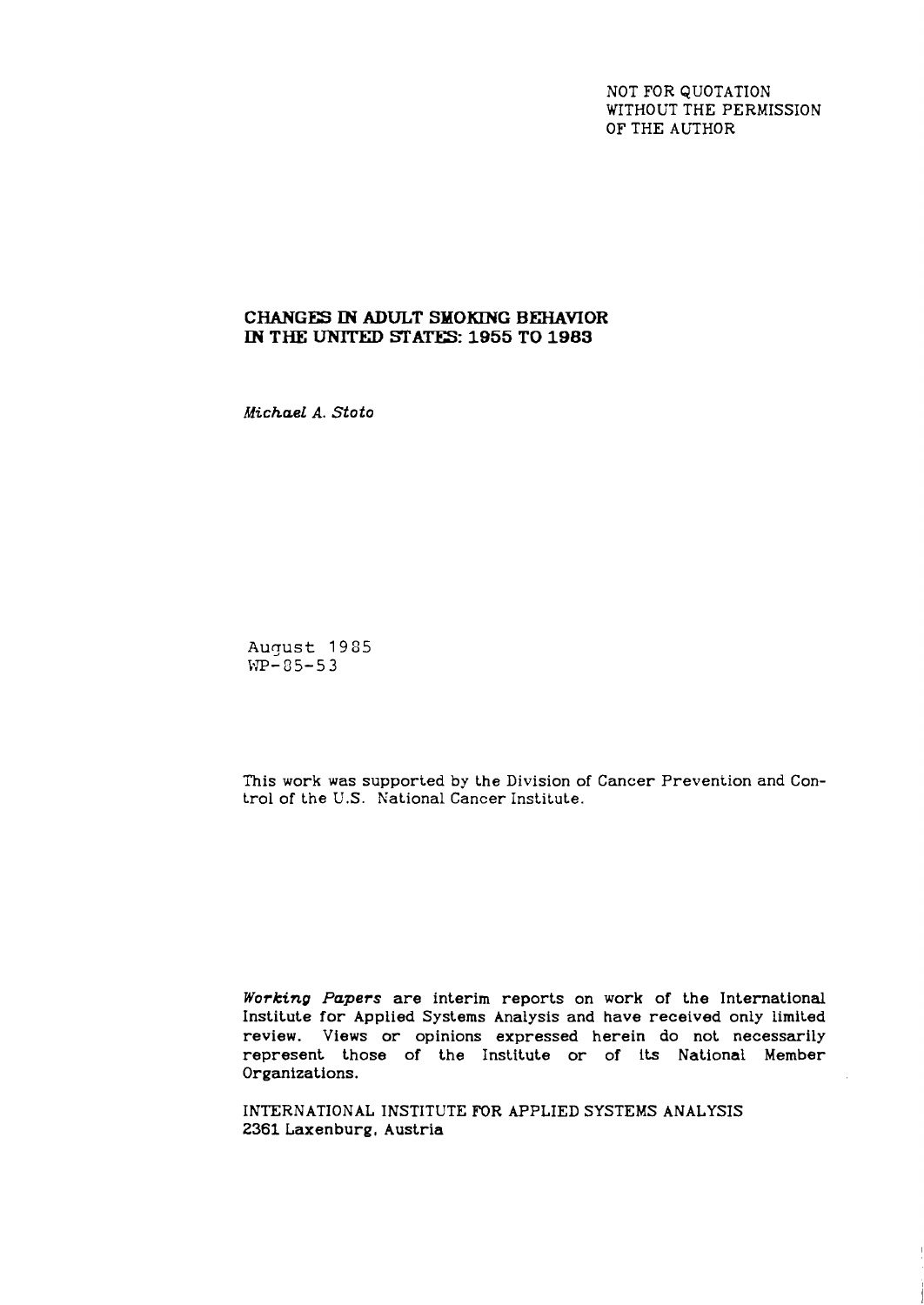NOT FOR QUOTATION
WITHOUT THE PERMISSION
OF THE AUTHOR

# CHANGES IN ADULT SMOKING BEHAVIOR IN THE UNITED STATES: 1955 TO 1983

*Michael A. Stoto*

August 1985
WP-85-53

This work was supported by the Division of Cancer Prevention and Control of the U.S. National Cancer Institute.

*Working Papers* are interim reports on work of the International Institute for Applied Systems Analysis and have received only limited review. Views or opinions expressed herein do not necessarily represent those of the Institute or of its National Member Organizations.

INTERNATIONAL INSTITUTE FOR APPLIED SYSTEMS ANALYSIS
2361 Laxenburg, Austria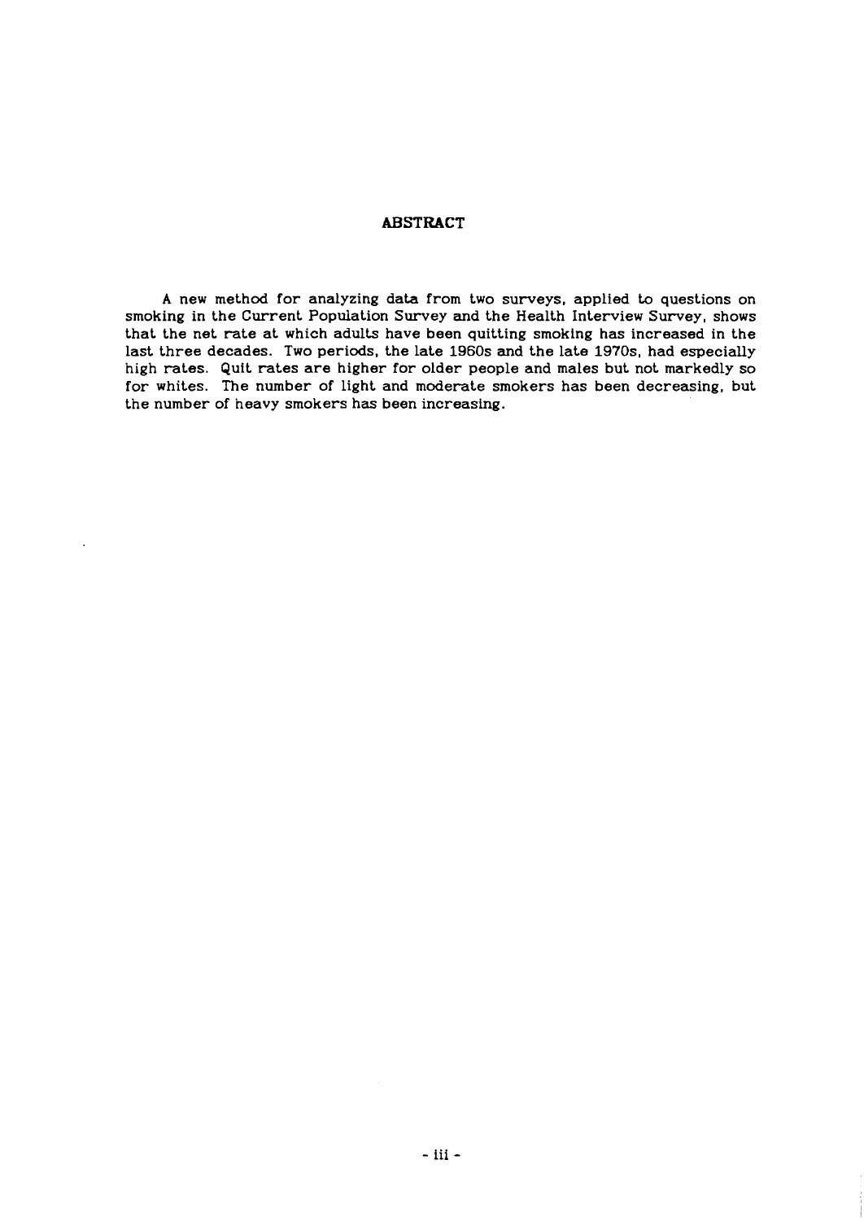## ABSTRACT

A new method for analyzing data from two surveys, applied to questions on smoking in the Current Population Survey and the Health Interview Survey, shows that the net rate at which adults have been quitting smoking has increased in the last three decades. Two periods, the late 1960s and the late 1970s, had especially high rates. Quit rates are higher for older people and males but not markedly so for whites. The number of light and moderate smokers has been decreasing, but the number of heavy smokers has been increasing.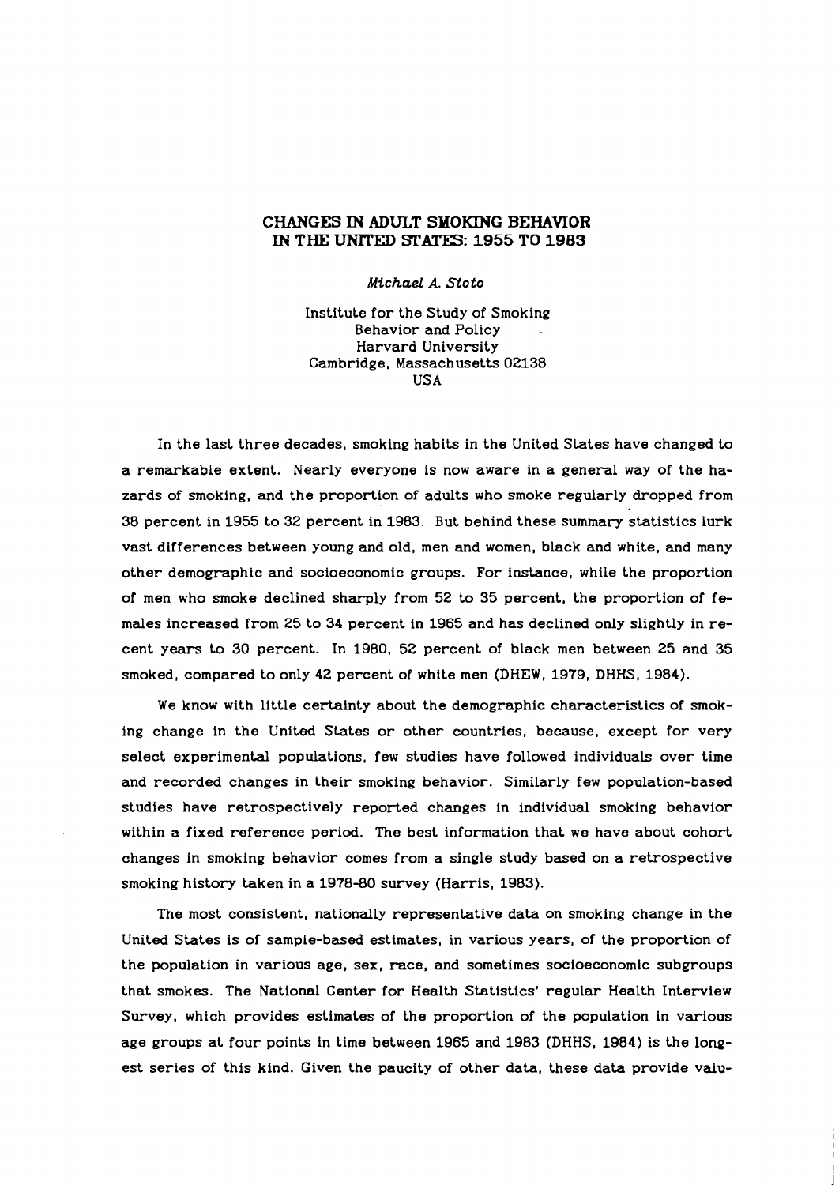## CHANGES IN ADULT SMOKING BEHAVIOR IN THE UNITED STATES: 1955 TO 1983

*Michael A. Stoto*

Institute for the Study of Smoking Behavior and Policy
Harvard University
Cambridge, Massachusetts 02138
USA

In the last three decades, smoking habits in the United States have changed to a remarkable extent. Nearly everyone is now aware in a general way of the hazards of smoking, and the proportion of adults who smoke regularly dropped from 38 percent in 1955 to 32 percent in 1983. But behind these summary statistics lurk vast differences between young and old, men and women, black and white, and many other demographic and socioeconomic groups. For instance, while the proportion of men who smoke declined sharply from 52 to 35 percent, the proportion of females increased from 25 to 34 percent in 1965 and has declined only slightly in recent years to 30 percent. In 1980, 52 percent of black men between 25 and 35 smoked, compared to only 42 percent of white men (DHEW, 1979, DHHS, 1984).

We know with little certainty about the demographic characteristics of smoking change in the United States or other countries, because, except for very select experimental populations, few studies have followed individuals over time and recorded changes in their smoking behavior. Similarly few population-based studies have retrospectively reported changes in individual smoking behavior within a fixed reference period. The best information that we have about cohort changes in smoking behavior comes from a single study based on a retrospective smoking history taken in a 1978-80 survey (Harris, 1983).

The most consistent, nationally representative data on smoking change in the United States is of sample-based estimates, in various years, of the proportion of the population in various age, sex, race, and sometimes socioeconomic subgroups that smokes. The National Center for Health Statistics' regular Health Interview Survey, which provides estimates of the proportion of the population in various age groups at four points in time between 1965 and 1983 (DHHS, 1984) is the longest series of this kind. Given the paucity of other data, these data provide valu-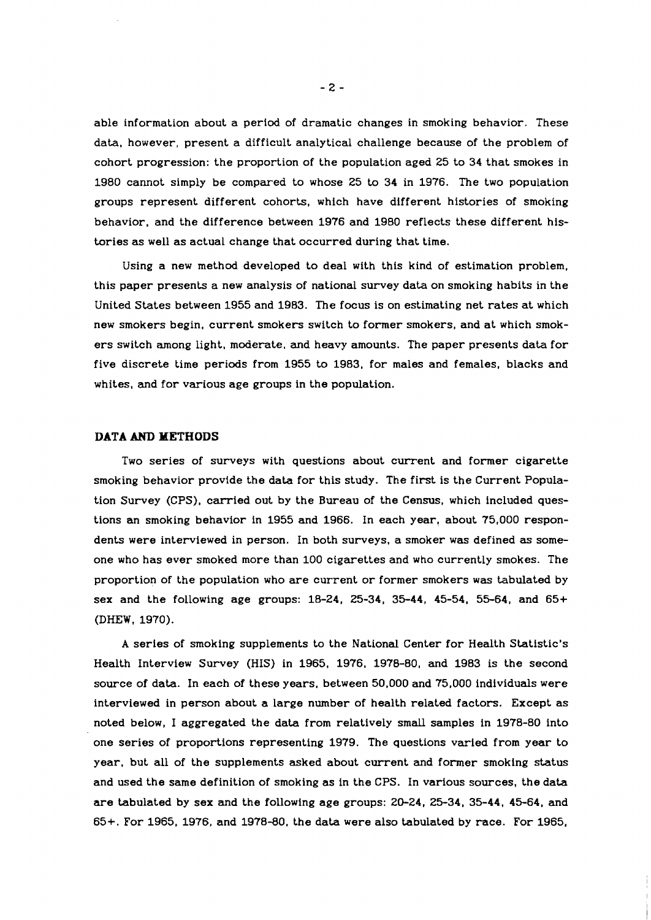able information about a period of dramatic changes in smoking behavior. These data, however, present a difficult analytical challenge because of the problem of cohort progression: the proportion of the population aged 25 to 34 that smokes in 1980 cannot simply be compared to whose 25 to 34 in 1976. The two population groups represent different cohorts, which have different histories of smoking behavior, and the difference between 1976 and 1980 reflects these different histories as well as actual change that occurred during that time.

Using a new method developed to deal with this kind of estimation problem, this paper presents a new analysis of national survey data on smoking habits in the United States between 1955 and 1983. The focus is on estimating net rates at which new smokers begin, current smokers switch to former smokers, and at which smokers switch among light, moderate, and heavy amounts. The paper presents data for five discrete time periods from 1955 to 1983, for males and females, blacks and whites, and for various age groups in the population.

## DATA AND METHODS

Two series of surveys with questions about current and former cigarette smoking behavior provide the data for this study. The first is the Current Population Survey (CPS), carried out by the Bureau of the Census, which included questions an smoking behavior in 1955 and 1966. In each year, about 75,000 respondents were interviewed in person. In both surveys, a smoker was defined as someone who has ever smoked more than 100 cigarettes and who currently smokes. The proportion of the population who are current or former smokers was tabulated by sex and the following age groups: 18-24, 25-34, 35-44, 45-54, 55-64, and 65+ (DHEW, 1970).

A series of smoking supplements to the National Center for Health Statistic's Health Interview Survey (HIS) in 1965, 1976, 1978-80, and 1983 is the second source of data. In each of these years, between 50,000 and 75,000 individuals were interviewed in person about a large number of health related factors. Except as noted below, I aggregated the data from relatively small samples in 1978-80 into one series of proportions representing 1979. The questions varied from year to year, but all of the supplements asked about current and former smoking status and used the same definition of smoking as in the CPS. In various sources, the data are tabulated by sex and the following age groups: 20-24, 25-34, 35-44, 45-64, and 65+. For 1965, 1976, and 1978-80, the data were also tabulated by race. For 1965,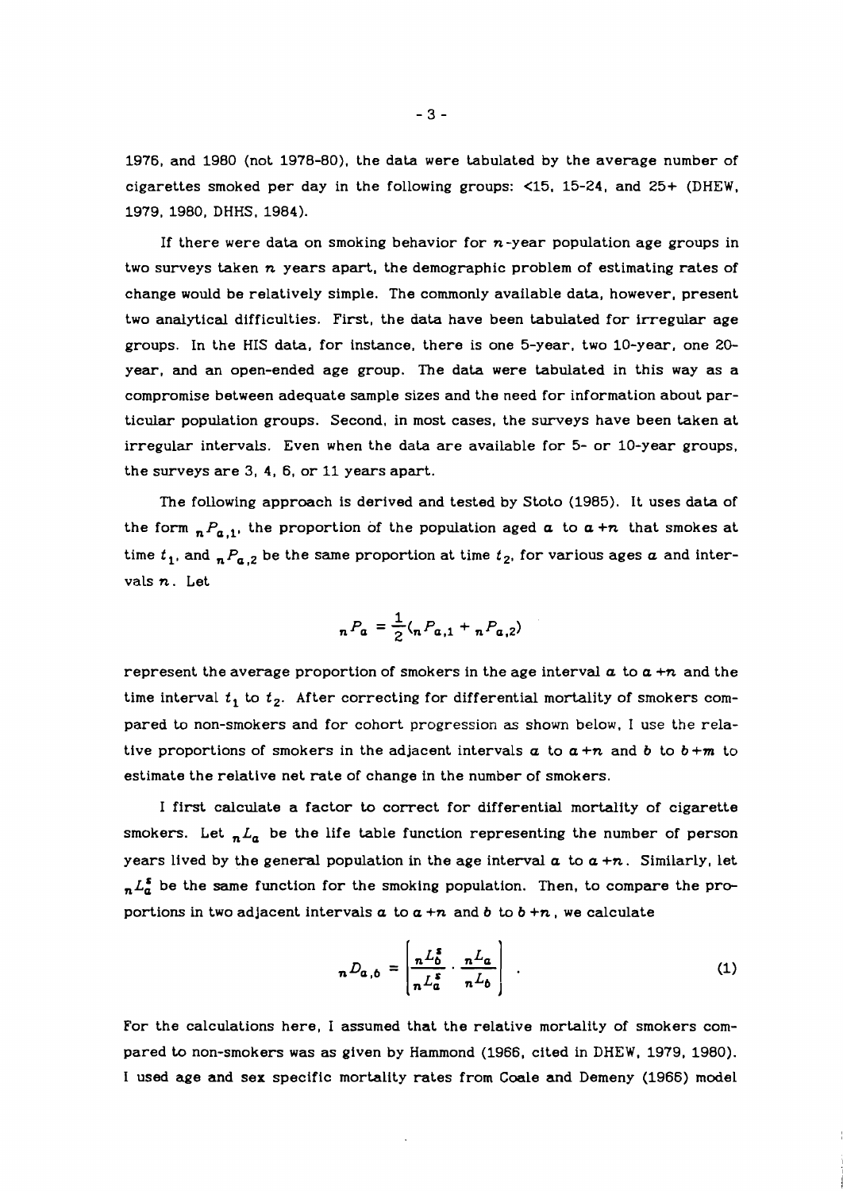1976, and 1980 (not 1978-80), the data were tabulated by the average number of cigarettes smoked per day in the following groups: <15, 15-24, and 25+ (DHEW, 1979, 1980, DHHS, 1984).

If there were data on smoking behavior for $n$-year population age groups in two surveys taken $n$ years apart, the demographic problem of estimating rates of change would be relatively simple. The commonly available data, however, present two analytical difficulties. First, the data have been tabulated for irregular age groups. In the HIS data, for instance, there is one 5-year, two 10-year, one 20-year, and an open-ended age group. The data were tabulated in this way as a compromise between adequate sample sizes and the need for information about particular population groups. Second, in most cases, the surveys have been taken at irregular intervals. Even when the data are available for 5- or 10-year groups, the surveys are 3, 4, 6, or 11 years apart.

The following approach is derived and tested by Stoto (1985). It uses data of the form ${}_nP_{a,1}$, the proportion of the population aged $a$ to $a+n$ that smokes at time $t_1$, and ${}_nP_{a,2}$ be the same proportion at time $t_2$, for various ages $a$ and intervals $n$. Let

$$
{}_nP_a = \frac{1}{2}({}_nP_{a,1} + {}_nP_{a,2})
$$

represent the average proportion of smokers in the age interval $a$ to $a+n$ and the time interval $t_1$ to $t_2$. After correcting for differential mortality of smokers compared to non-smokers and for cohort progression as shown below, I use the relative proportions of smokers in the adjacent intervals $a$ to $a+n$ and $b$ to $b+m$ to estimate the relative net rate of change in the number of smokers.

I first calculate a factor to correct for differential mortality of cigarette smokers. Let ${}_nL_a$ be the life table function representing the number of person years lived by the general population in the age interval $a$ to $a+n$. Similarly, let ${}_nL_a^s$ be the same function for the smoking population. Then, to compare the proportions in two adjacent intervals $a$ to $a+n$ and $b$ to $b+n$, we calculate

$$
{}_nD_{a,b} = \left[ \frac{{}_nL_b^s}{{}_nL_a^s} \cdot \frac{{}_nL_a}{{}_nL_b} \right] \quad . \tag{1}
$$

For the calculations here, I assumed that the relative mortality of smokers compared to non-smokers was as given by Hammond (1966, cited in DHEW, 1979, 1980). I used age and sex specific mortality rates from Coale and Demeny (1966) model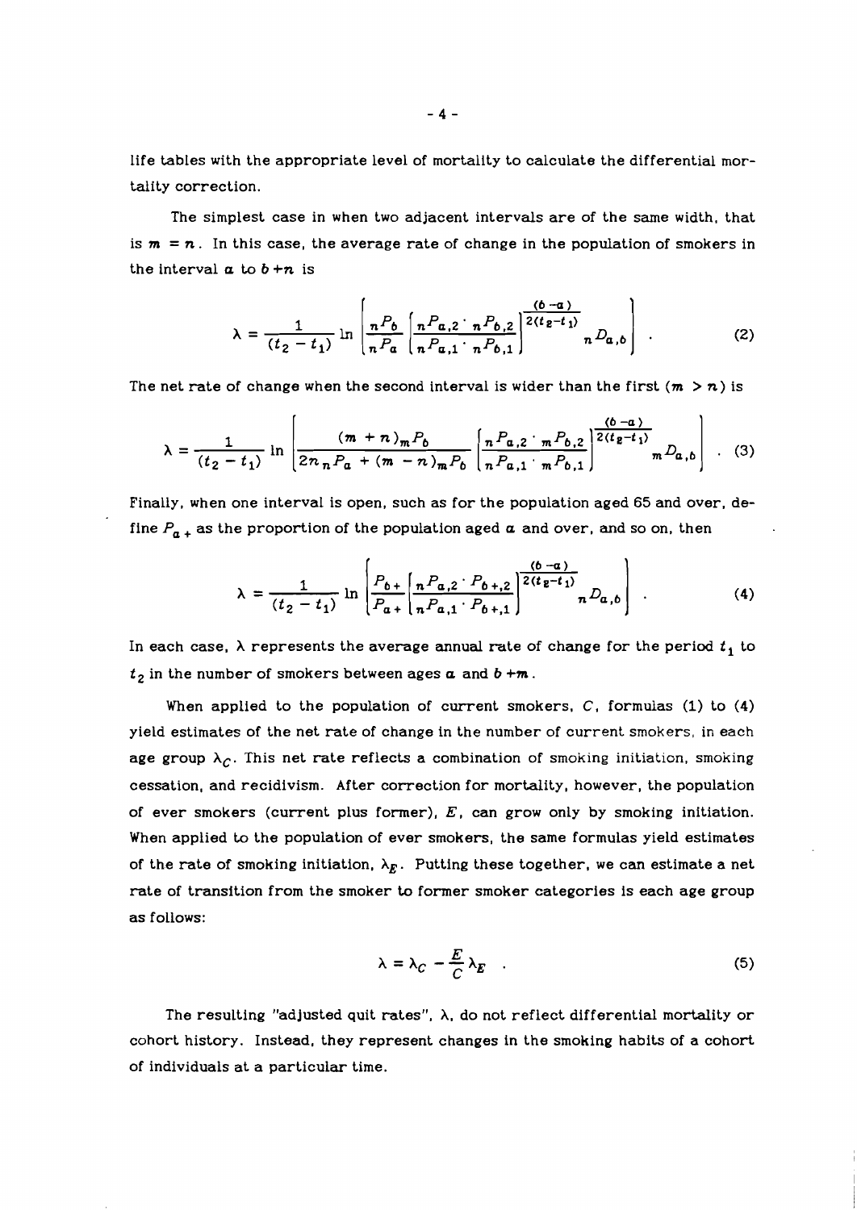life tables with the appropriate level of mortality to calculate the differential mortality correction.

The simplest case in when two adjacent intervals are of the same width, that is $m = n$. In this case, the average rate of change in the population of smokers in the interval $a$ to $b+n$ is

$$\lambda = \frac{1}{(t_2 - t_1)} \ln \left[ \frac{{}_nP_b}{{}_nP_a} \left[ \frac{{}_nP_{a,2} \cdot {}_nP_{b,2}}{{}_nP_{a,1} \cdot {}_nP_{b,1}} \right]^{\frac{(b-a)}{2(t_2-t_1)}} {}_nD_{a,b} \right] . \tag{2}$$

The net rate of change when the second interval is wider than the first ($m > n$) is

$$\lambda = \frac{1}{(t_2 - t_1)} \ln \left[ \frac{(m+n)_m P_b}{2n\, {}_nP_a + (m-n)_m P_b} \left[ \frac{{}_nP_{a,2} \cdot {}_mP_{b,2}}{{}_nP_{a,1} \cdot {}_mP_{b,1}} \right]^{\frac{(b-a)}{2(t_2-t_1)}} {}_mD_{a,b} \right] . \tag{3}$$

Finally, when one interval is open, such as for the population aged 65 and over, define $P_{a+}$ as the proportion of the population aged $a$ and over, and so on, then

$$\lambda = \frac{1}{(t_2 - t_1)} \ln \left[ \frac{P_{b+}}{P_{a+}} \left[ \frac{{}_nP_{a,2} \cdot P_{b+,2}}{{}_nP_{a,1} \cdot P_{b+,1}} \right]^{\frac{(b-a)}{2(t_2-t_1)}} {}_nD_{a,b} \right] . \tag{4}$$

In each case, $\lambda$ represents the average annual rate of change for the period $t_1$ to $t_2$ in the number of smokers between ages $a$ and $b+m$.

When applied to the population of current smokers, $C$, formulas (1) to (4) yield estimates of the net rate of change in the number of current smokers, in each age group $\lambda_C$. This net rate reflects a combination of smoking initiation, smoking cessation, and recidivism. After correction for mortality, however, the population of ever smokers (current plus former), $E$, can grow only by smoking initiation. When applied to the population of ever smokers, the same formulas yield estimates of the rate of smoking initiation, $\lambda_E$. Putting these together, we can estimate a net rate of transition from the smoker to former smoker categories is each age group as follows:

$$\lambda = \lambda_C - \frac{E}{C} \lambda_E \quad . \tag{5}$$

The resulting "adjusted quit rates", $\lambda$, do not reflect differential mortality or cohort history. Instead, they represent changes in the smoking habits of a cohort of individuals at a particular time.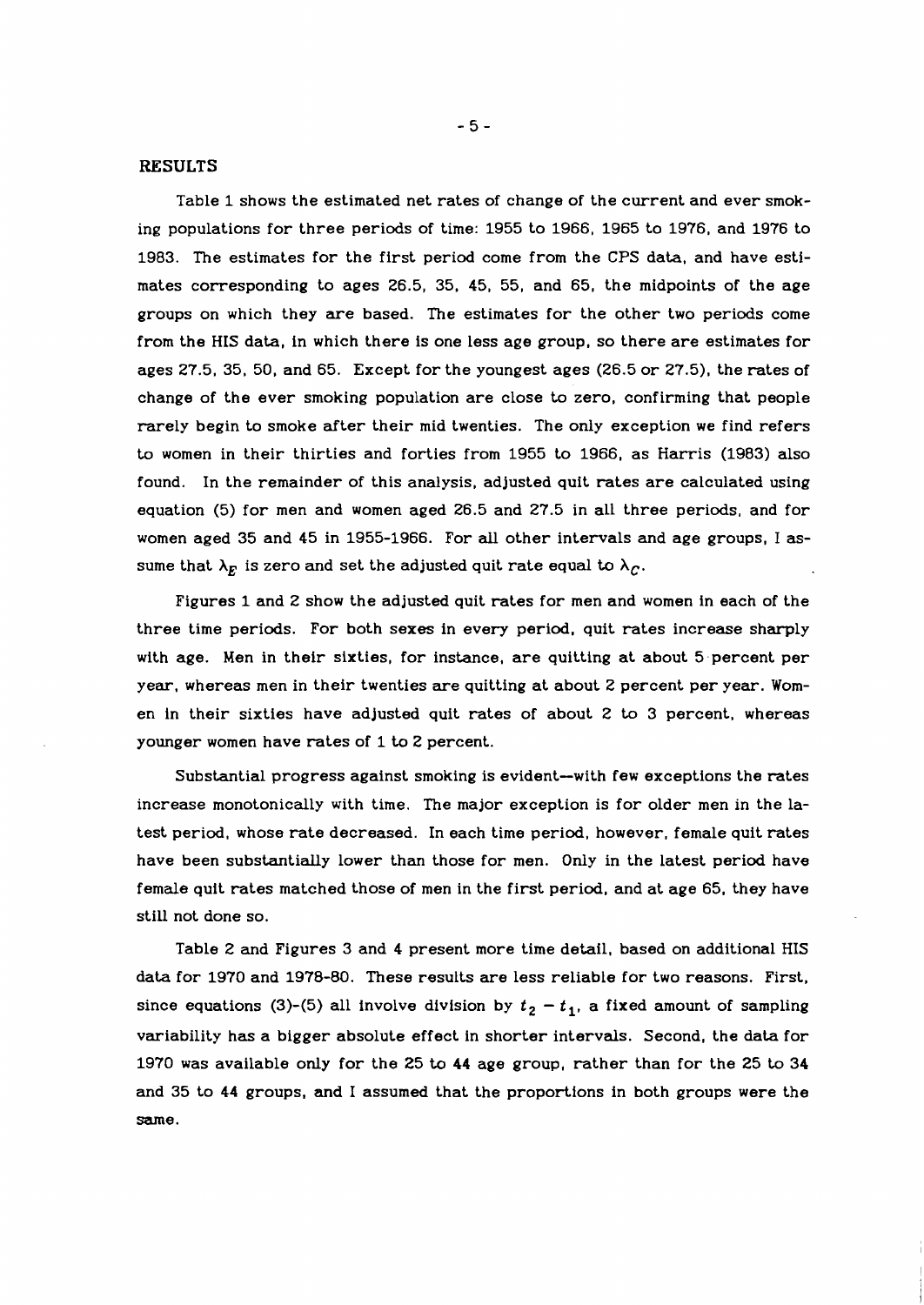## RESULTS

Table 1 shows the estimated net rates of change of the current and ever smoking populations for three periods of time: 1955 to 1966, 1965 to 1976, and 1976 to 1983. The estimates for the first period come from the CPS data, and have estimates corresponding to ages 26.5, 35, 45, 55, and 65, the midpoints of the age groups on which they are based. The estimates for the other two periods come from the HIS data, in which there is one less age group, so there are estimates for ages 27.5, 35, 50, and 65. Except for the youngest ages (26.5 or 27.5), the rates of change of the ever smoking population are close to zero, confirming that people rarely begin to smoke after their mid twenties. The only exception we find refers to women in their thirties and forties from 1955 to 1966, as Harris (1983) also found. In the remainder of this analysis, adjusted quit rates are calculated using equation (5) for men and women aged 26.5 and 27.5 in all three periods, and for women aged 35 and 45 in 1955-1966. For all other intervals and age groups, I assume that $\lambda_E$ is zero and set the adjusted quit rate equal to $\lambda_C$.

Figures 1 and 2 show the adjusted quit rates for men and women in each of the three time periods. For both sexes in every period, quit rates increase sharply with age. Men in their sixties, for instance, are quitting at about 5 percent per year, whereas men in their twenties are quitting at about 2 percent per year. Women in their sixties have adjusted quit rates of about 2 to 3 percent, whereas younger women have rates of 1 to 2 percent.

Substantial progress against smoking is evident--with few exceptions the rates increase monotonically with time. The major exception is for older men in the latest period, whose rate decreased. In each time period, however, female quit rates have been substantially lower than those for men. Only in the latest period have female quit rates matched those of men in the first period, and at age 65, they have still not done so.

Table 2 and Figures 3 and 4 present more time detail, based on additional HIS data for 1970 and 1978-80. These results are less reliable for two reasons. First, since equations (3)-(5) all involve division by $t_2 - t_1$, a fixed amount of sampling variability has a bigger absolute effect in shorter intervals. Second, the data for 1970 was available only for the 25 to 44 age group, rather than for the 25 to 34 and 35 to 44 groups, and I assumed that the proportions in both groups were the same.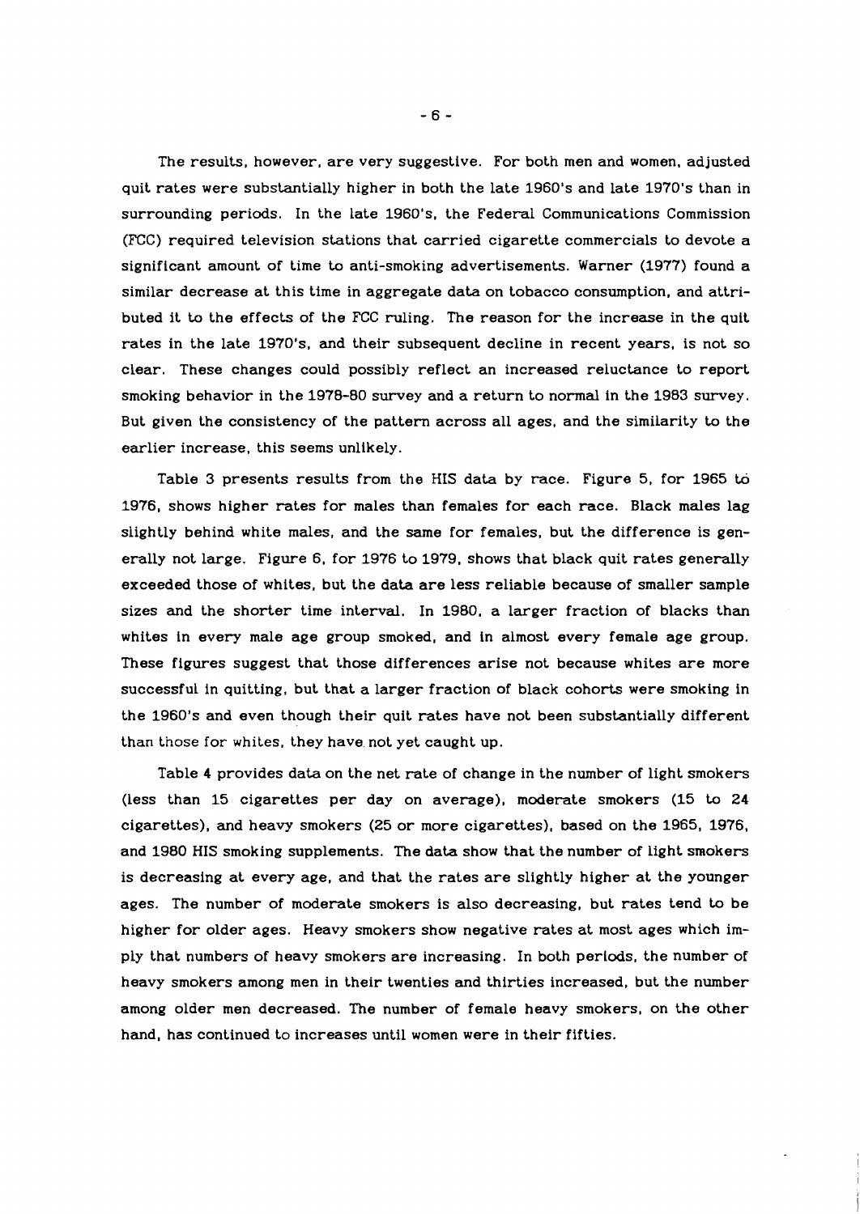The results, however, are very suggestive. For both men and women, adjusted quit rates were substantially higher in both the late 1960's and late 1970's than in surrounding periods. In the late 1960's, the Federal Communications Commission (FCC) required television stations that carried cigarette commercials to devote a significant amount of time to anti-smoking advertisements. Warner (1977) found a similar decrease at this time in aggregate data on tobacco consumption, and attributed it to the effects of the FCC ruling. The reason for the increase in the quit rates in the late 1970's, and their subsequent decline in recent years, is not so clear. These changes could possibly reflect an increased reluctance to report smoking behavior in the 1978-80 survey and a return to normal in the 1983 survey. But given the consistency of the pattern across all ages, and the similarity to the earlier increase, this seems unlikely.

Table 3 presents results from the HIS data by race. Figure 5, for 1965 to 1976, shows higher rates for males than females for each race. Black males lag slightly behind white males, and the same for females, but the difference is generally not large. Figure 6, for 1976 to 1979, shows that black quit rates generally exceeded those of whites, but the data are less reliable because of smaller sample sizes and the shorter time interval. In 1980, a larger fraction of blacks than whites in every male age group smoked, and in almost every female age group. These figures suggest that those differences arise not because whites are more successful in quitting, but that a larger fraction of black cohorts were smoking in the 1960's and even though their quit rates have not been substantially different than those for whites, they have not yet caught up.

Table 4 provides data on the net rate of change in the number of light smokers (less than 15 cigarettes per day on average), moderate smokers (15 to 24 cigarettes), and heavy smokers (25 or more cigarettes), based on the 1965, 1976, and 1980 HIS smoking supplements. The data show that the number of light smokers is decreasing at every age, and that the rates are slightly higher at the younger ages. The number of moderate smokers is also decreasing, but rates tend to be higher for older ages. Heavy smokers show negative rates at most ages which imply that numbers of heavy smokers are increasing. In both periods, the number of heavy smokers among men in their twenties and thirties increased, but the number among older men decreased. The number of female heavy smokers, on the other hand, has continued to increases until women were in their fifties.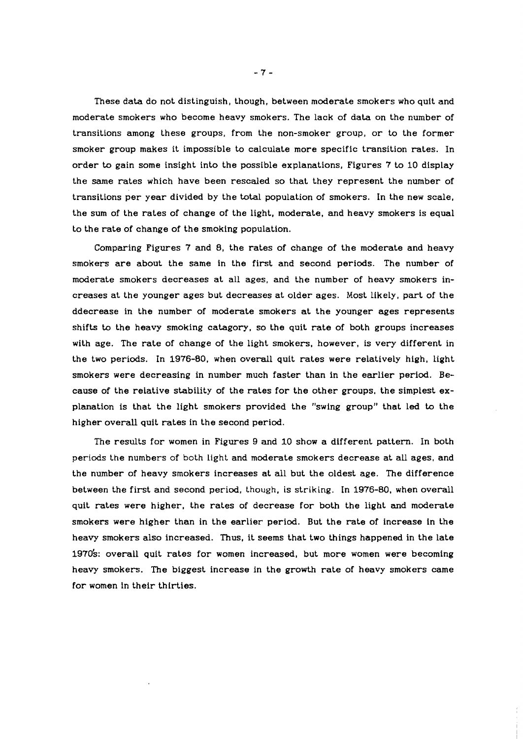These data do not distinguish, though, between moderate smokers who quit and moderate smokers who become heavy smokers. The lack of data on the number of transitions among these groups, from the non-smoker group, or to the former smoker group makes it impossible to calculate more specific transition rates. In order to gain some insight into the possible explanations, Figures 7 to 10 display the same rates which have been rescaled so that they represent the number of transitions per year divided by the total population of smokers. In the new scale, the sum of the rates of change of the light, moderate, and heavy smokers is equal to the rate of change of the smoking population.

Comparing Figures 7 and 8, the rates of change of the moderate and heavy smokers are about the same in the first and second periods. The number of moderate smokers decreases at all ages, and the number of heavy smokers increases at the younger ages but decreases at older ages. Most likely, part of the ddecrease in the number of moderate smokers at the younger ages represents shifts to the heavy smoking catagory, so the quit rate of both groups increases with age. The rate of change of the light smokers, however, is very different in the two periods. In 1976-80, when overall quit rates were relatively high, light smokers were decreasing in number much faster than in the earlier period. Because of the relative stability of the rates for the other groups, the simplest explanation is that the light smokers provided the "swing group" that led to the higher overall quit rates in the second period.

The results for women in Figures 9 and 10 show a different pattern. In both periods the numbers of both light and moderate smokers decrease at all ages, and the number of heavy smokers increases at all but the oldest age. The difference between the first and second period, though, is striking. In 1976-80, when overall quit rates were higher, the rates of decrease for both the light and moderate smokers were higher than in the earlier period. But the rate of increase in the heavy smokers also increased. Thus, it seems that two things happened in the late 1970's: overall quit rates for women increased, but more women were becoming heavy smokers. The biggest increase in the growth rate of heavy smokers came for women in their thirties.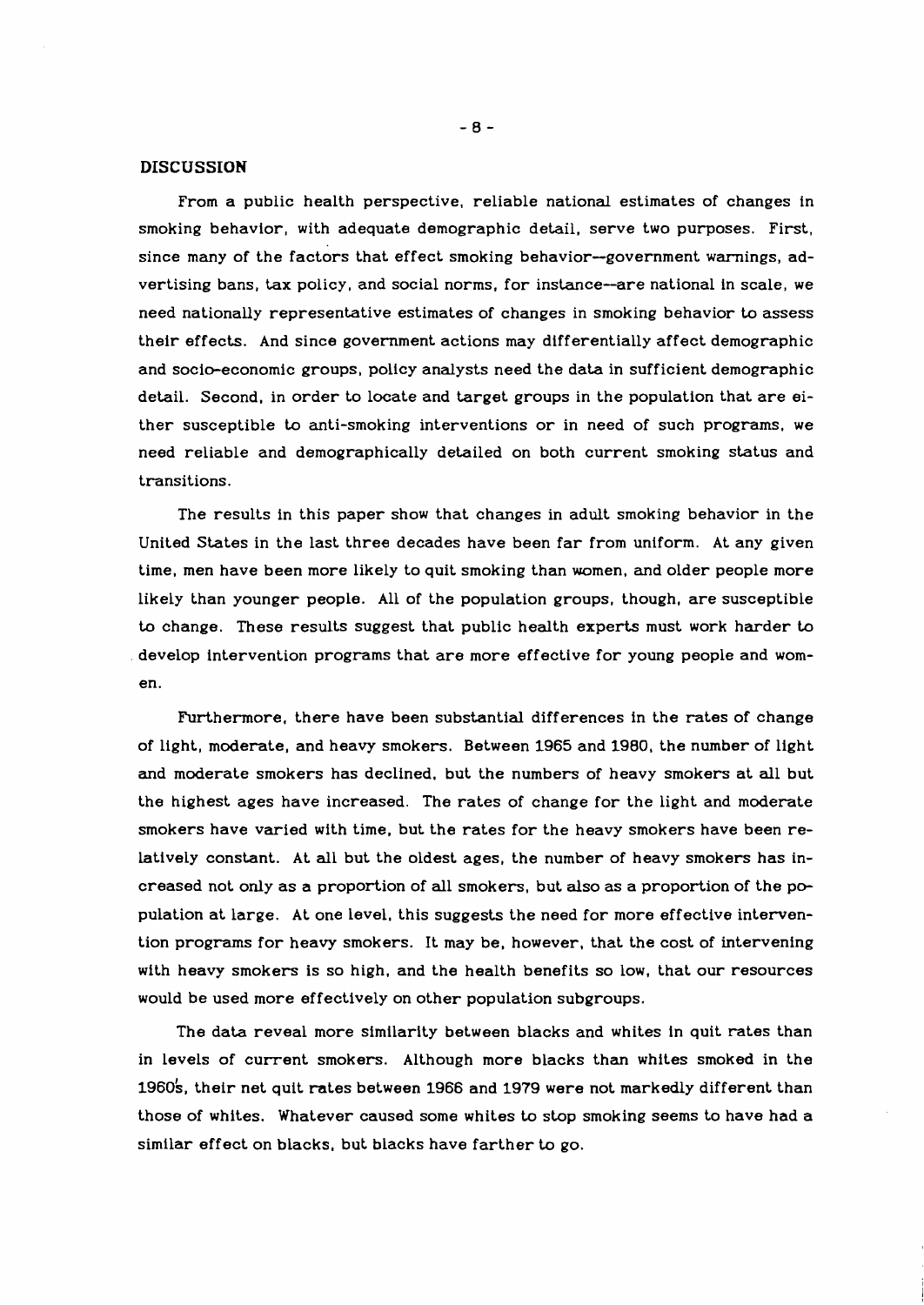## DISCUSSION

From a public health perspective, reliable national estimates of changes in smoking behavior, with adequate demographic detail, serve two purposes. First, since many of the factors that effect smoking behavior--government warnings, advertising bans, tax policy, and social norms, for instance--are national in scale, we need nationally representative estimates of changes in smoking behavior to assess their effects. And since government actions may differentially affect demographic and socio-economic groups, policy analysts need the data in sufficient demographic detail. Second, in order to locate and target groups in the population that are either susceptible to anti-smoking interventions or in need of such programs, we need reliable and demographically detailed on both current smoking status and transitions.

The results in this paper show that changes in adult smoking behavior in the United States in the last three decades have been far from uniform. At any given time, men have been more likely to quit smoking than women, and older people more likely than younger people. All of the population groups, though, are susceptible to change. These results suggest that public health experts must work harder to develop intervention programs that are more effective for young people and women.

Furthermore, there have been substantial differences in the rates of change of light, moderate, and heavy smokers. Between 1965 and 1980, the number of light and moderate smokers has declined, but the numbers of heavy smokers at all but the highest ages have increased. The rates of change for the light and moderate smokers have varied with time, but the rates for the heavy smokers have been relatively constant. At all but the oldest ages, the number of heavy smokers has increased not only as a proportion of all smokers, but also as a proportion of the population at large. At one level, this suggests the need for more effective intervention programs for heavy smokers. It may be, however, that the cost of intervening with heavy smokers is so high, and the health benefits so low, that our resources would be used more effectively on other population subgroups.

The data reveal more similarity between blacks and whites in quit rates than in levels of current smokers. Although more blacks than whites smoked in the 1960's, their net quit rates between 1966 and 1979 were not markedly different than those of whites. Whatever caused some whites to stop smoking seems to have had a similar effect on blacks, but blacks have farther to go.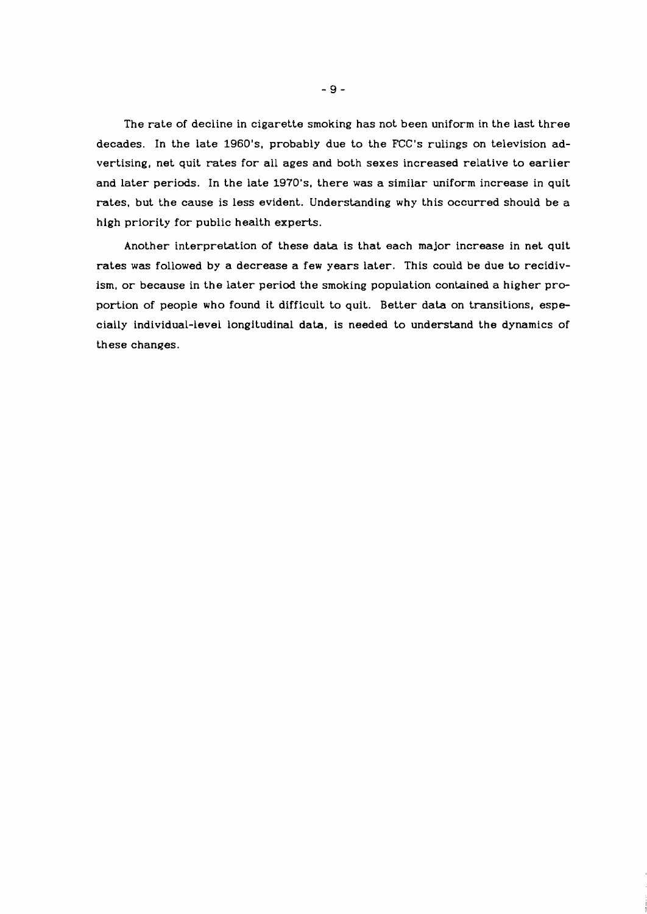The rate of decline in cigarette smoking has not been uniform in the last three decades. In the late 1960's, probably due to the FCC's rulings on television advertising, net quit rates for all ages and both sexes increased relative to earlier and later periods. In the late 1970's, there was a similar uniform increase in quit rates, but the cause is less evident. Understanding why this occurred should be a high priority for public health experts.

Another interpretation of these data is that each major increase in net quit rates was followed by a decrease a few years later. This could be due to recidivism, or because in the later period the smoking population contained a higher proportion of people who found it difficult to quit. Better data on transitions, especially individual-level longitudinal data, is needed to understand the dynamics of these changes.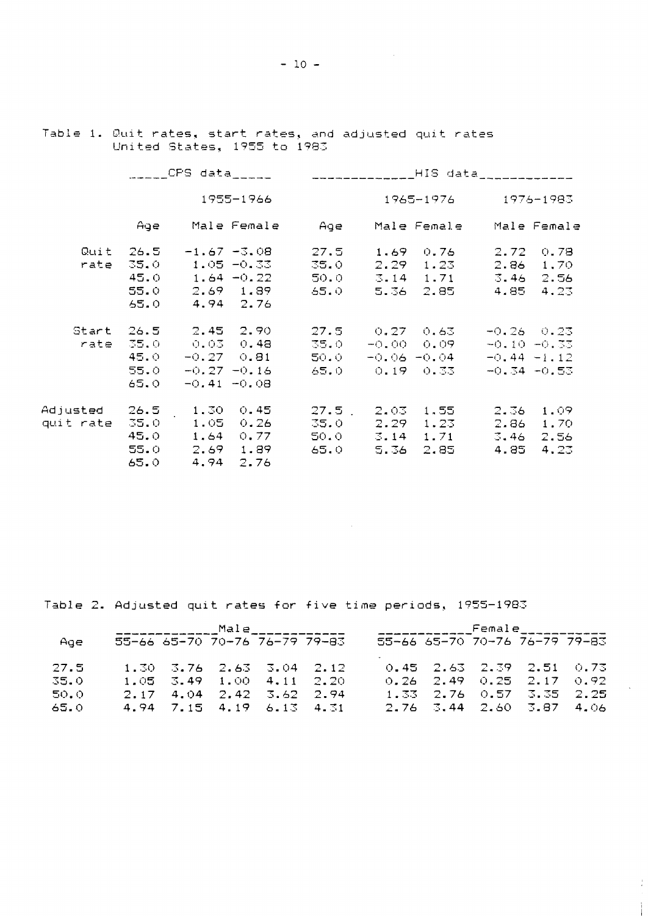Table 1. Quit rates, start rates, and adjusted quit rates
United States, 1955 to 1983

| | CPS data | | | HIS data | | | | |
|---|---|---|---|---|---|---|---|---|
| | | 1955–1966 | | | 1965–1976 | | 1976–1983 | |
| | Age | Male | Female | Age | Male | Female | Male | Female |
| Quit rate | 26.5 | -1.67 | -3.08 | 27.5 | 1.69 | 0.76 | 2.72 | 0.78 |
| | 35.0 | 1.05 | -0.33 | 35.0 | 2.29 | 1.23 | 2.86 | 1.70 |
| | 45.0 | 1.64 | -0.22 | 50.0 | 3.14 | 1.71 | 3.46 | 2.56 |
| | 55.0 | 2.69 | 1.89 | 65.0 | 5.36 | 2.85 | 4.85 | 4.23 |
| | 65.0 | 4.94 | 2.76 | | | | | |
| Start rate | 26.5 | 2.45 | 2.90 | 27.5 | 0.27 | 0.63 | -0.26 | 0.23 |
| | 35.0 | 0.03 | 0.48 | 35.0 | -0.00 | 0.09 | -0.10 | -0.33 |
| | 45.0 | -0.27 | 0.81 | 50.0 | -0.06 | -0.04 | -0.44 | -1.12 |
| | 55.0 | -0.27 | -0.16 | 65.0 | 0.19 | 0.33 | -0.34 | -0.53 |
| | 65.0 | -0.41 | -0.08 | | | | | |
| Adjusted quit rate | 26.5 | 1.30 | 0.45 | 27.5 | 2.03 | 1.55 | 2.36 | 1.09 |
| | 35.0 | 1.05 | 0.26 | 35.0 | 2.29 | 1.23 | 2.86 | 1.70 |
| | 45.0 | 1.64 | 0.77 | 50.0 | 3.14 | 1.71 | 3.46 | 2.56 |
| | 55.0 | 2.69 | 1.89 | 65.0 | 5.36 | 2.85 | 4.85 | 4.23 |
| | 65.0 | 4.94 | 2.76 | | | | | |

Table 2. Adjusted quit rates for five time periods, 1955–1983

| | Male | | | | | Female | | | | |
|---|---|---|---|---|---|---|---|---|---|---|
| Age | 55–66 | 65–70 | 70–76 | 76–79 | 79–83 | 55–66 | 65–70 | 70–76 | 76–79 | 79–83 |
| 27.5 | 1.30 | 3.76 | 2.63 | 3.04 | 2.12 | 0.45 | 2.63 | 2.39 | 2.51 | 0.73 |
| 35.0 | 1.05 | 3.49 | 1.00 | 4.11 | 2.20 | 0.26 | 2.49 | 0.25 | 2.17 | 0.92 |
| 50.0 | 2.17 | 4.04 | 2.42 | 3.62 | 2.94 | 1.33 | 2.76 | 0.57 | 3.35 | 2.25 |
| 65.0 | 4.94 | 7.15 | 4.19 | 6.13 | 4.31 | 2.76 | 3.44 | 2.60 | 3.87 | 4.06 |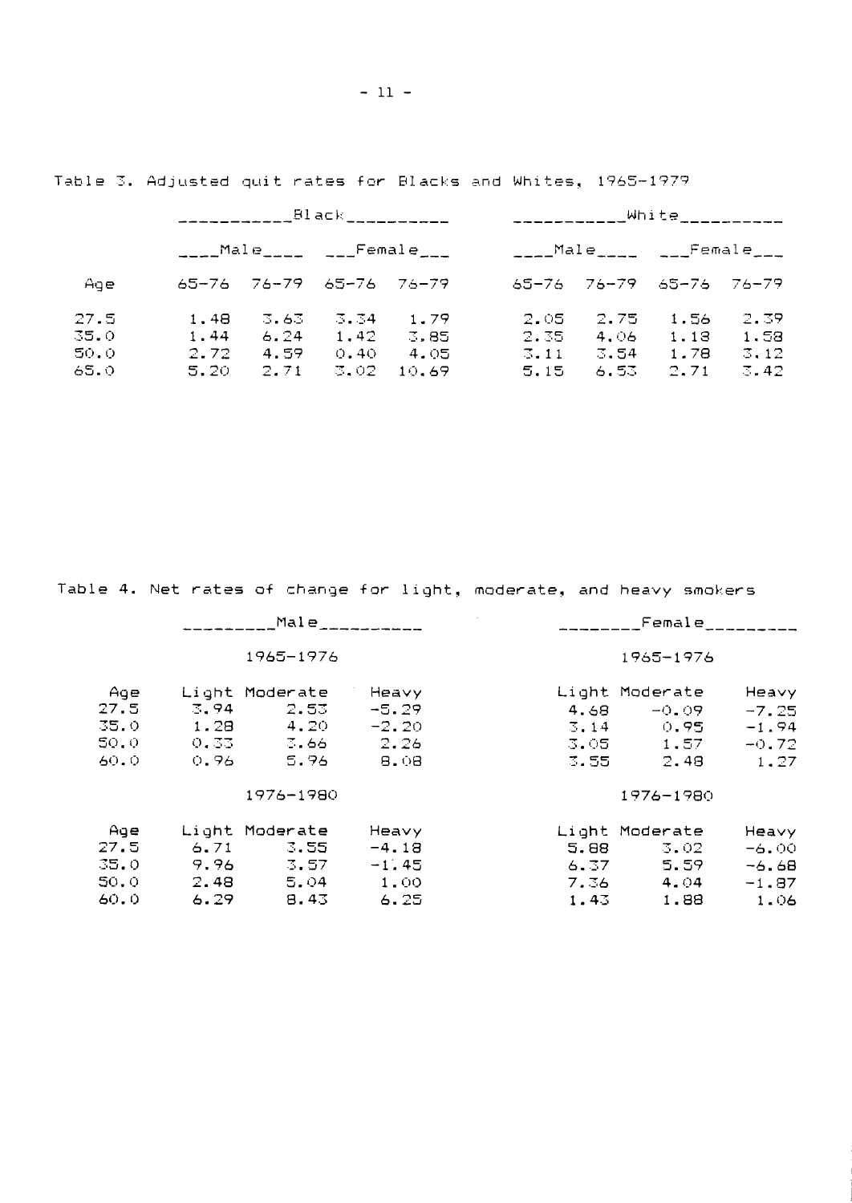Table 3. Adjusted quit rates for Blacks and Whites, 1965-1979

| | Black | | | | White | | | |
|---|---|---|---|---|---|---|---|---|
| | Male | | Female | | Male | | Female | |
| Age | 65-76 | 76-79 | 65-76 | 76-79 | 65-76 | 76-79 | 65-76 | 76-79 |
| 27.5 | 1.48 | 3.63 | 3.34 | 1.79 | 2.05 | 2.75 | 1.56 | 2.39 |
| 35.0 | 1.44 | 6.24 | 1.42 | 3.85 | 2.35 | 4.06 | 1.18 | 1.58 |
| 50.0 | 2.72 | 4.59 | 0.40 | 4.05 | 3.11 | 3.54 | 1.78 | 3.12 |
| 65.0 | 5.20 | 2.71 | 3.02 | 10.69 | 5.15 | 6.53 | 2.71 | 3.42 |

Table 4. Net rates of change for light, moderate, and heavy smokers

| | Male | | | Female | | |
|---|---|---|---|---|---|---|
| | 1965-1976 | | | 1965-1976 | | |
| Age | Light | Moderate | Heavy | Light | Moderate | Heavy |
| 27.5 | 3.94 | 2.53 | -5.29 | 4.68 | -0.09 | -7.25 |
| 35.0 | 1.28 | 4.20 | -2.20 | 3.14 | 0.95 | -1.94 |
| 50.0 | 0.33 | 3.66 | 2.26 | 3.05 | 1.57 | -0.72 |
| 60.0 | 0.96 | 5.96 | 8.08 | 3.55 | 2.48 | 1.27 |
| | 1976-1980 | | | 1976-1980 | | |
| Age | Light | Moderate | Heavy | Light | Moderate | Heavy |
| 27.5 | 6.71 | 3.55 | -4.18 | 5.88 | 3.02 | -6.00 |
| 35.0 | 9.96 | 3.57 | -1.45 | 6.37 | 5.59 | -6.68 |
| 50.0 | 2.48 | 5.04 | 1.00 | 7.36 | 4.04 | -1.87 |
| 60.0 | 6.29 | 8.43 | 6.25 | 1.43 | 1.88 | 1.06 |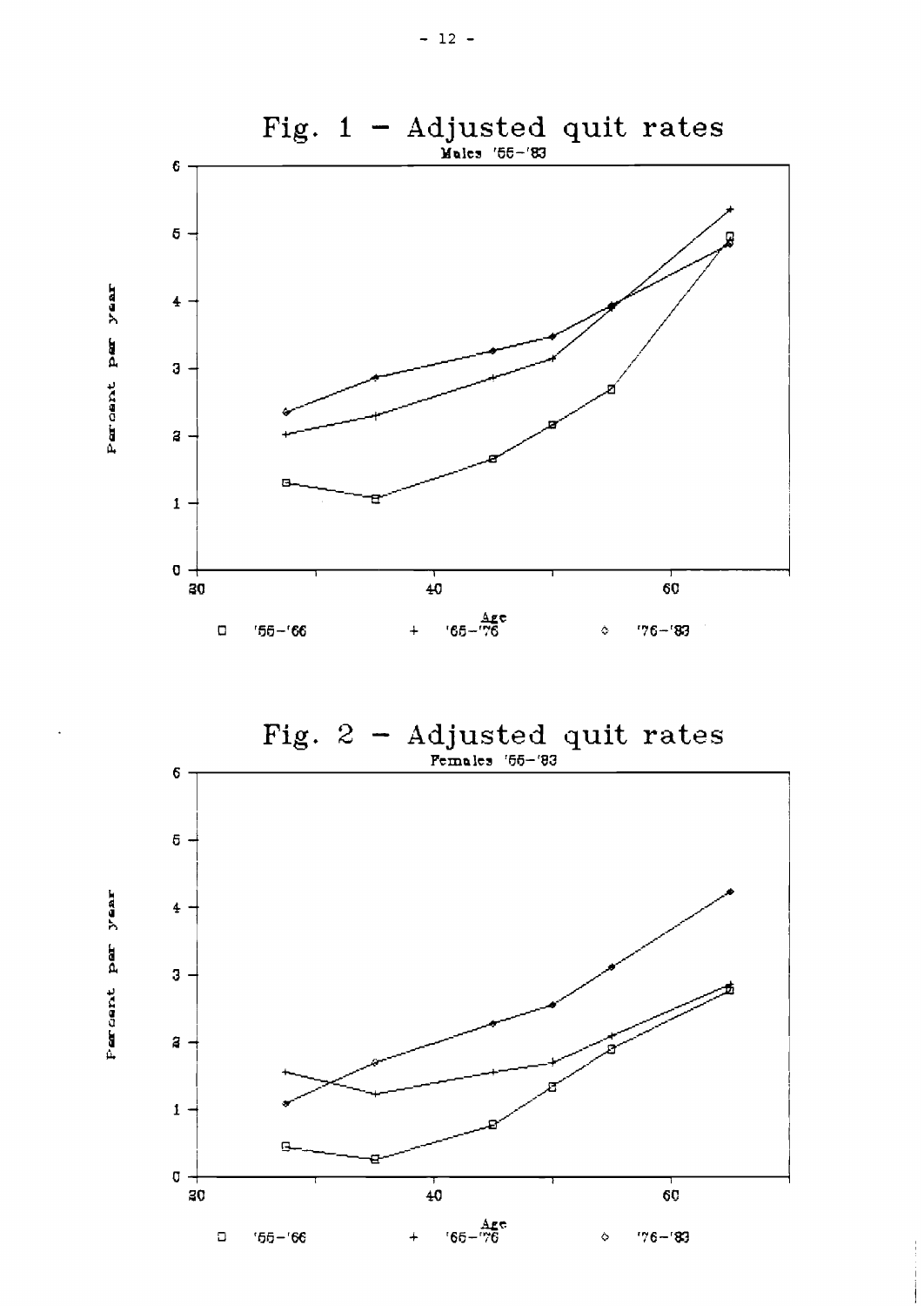Fig. 1 – Adjusted quit rates

Males '56–'83

Percent per year

Age

□ '56–'66 + '66–'76 ◇ '76–'83

Fig. 2 – Adjusted quit rates

Females '56–'83

Percent per year

Age

□ '56–'66 + '66–'76 ◇ '76–'83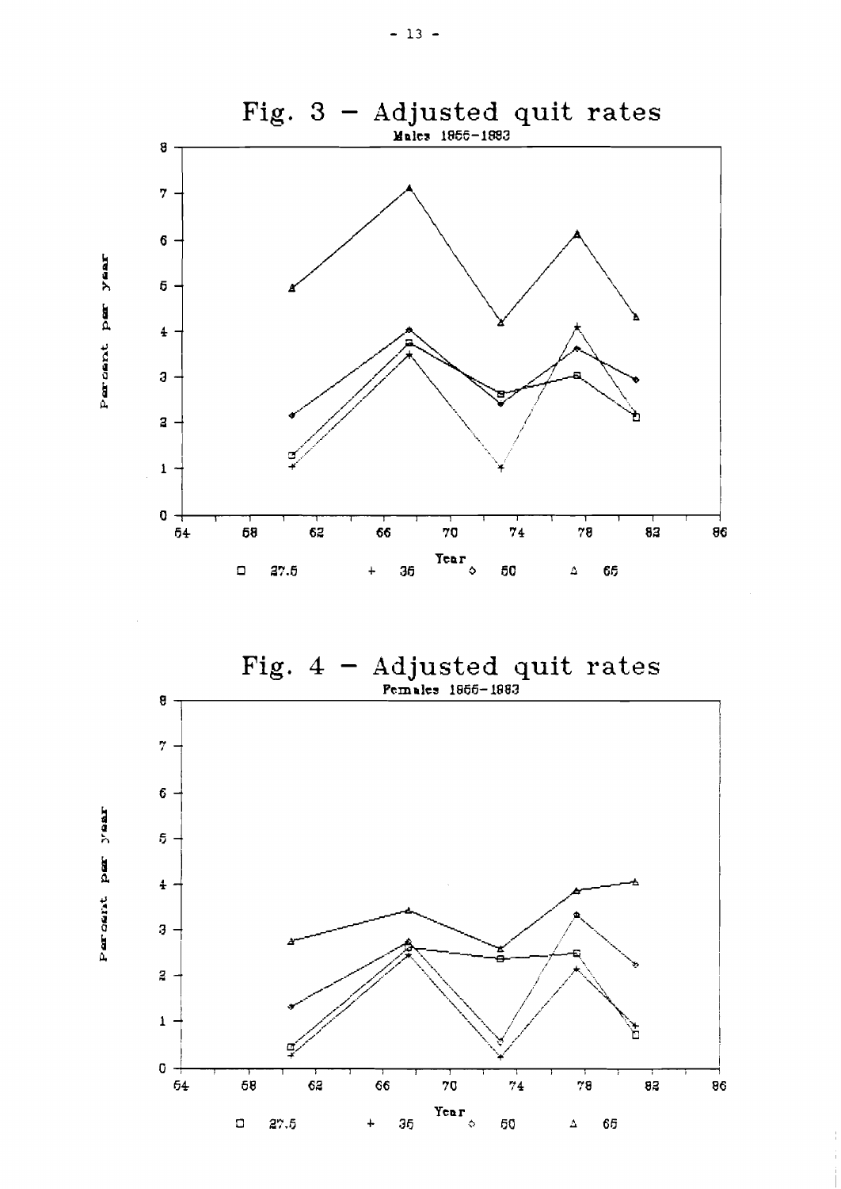# Fig. 3 – Adjusted quit rates

Males 1955–1983

Percent per year

Year

□ 27.5 + 35 ◇ 50 △ 65

# Fig. 4 – Adjusted quit rates

Females 1955–1983

Percent per year

Year

□ 27.5 + 35 ◇ 50 △ 65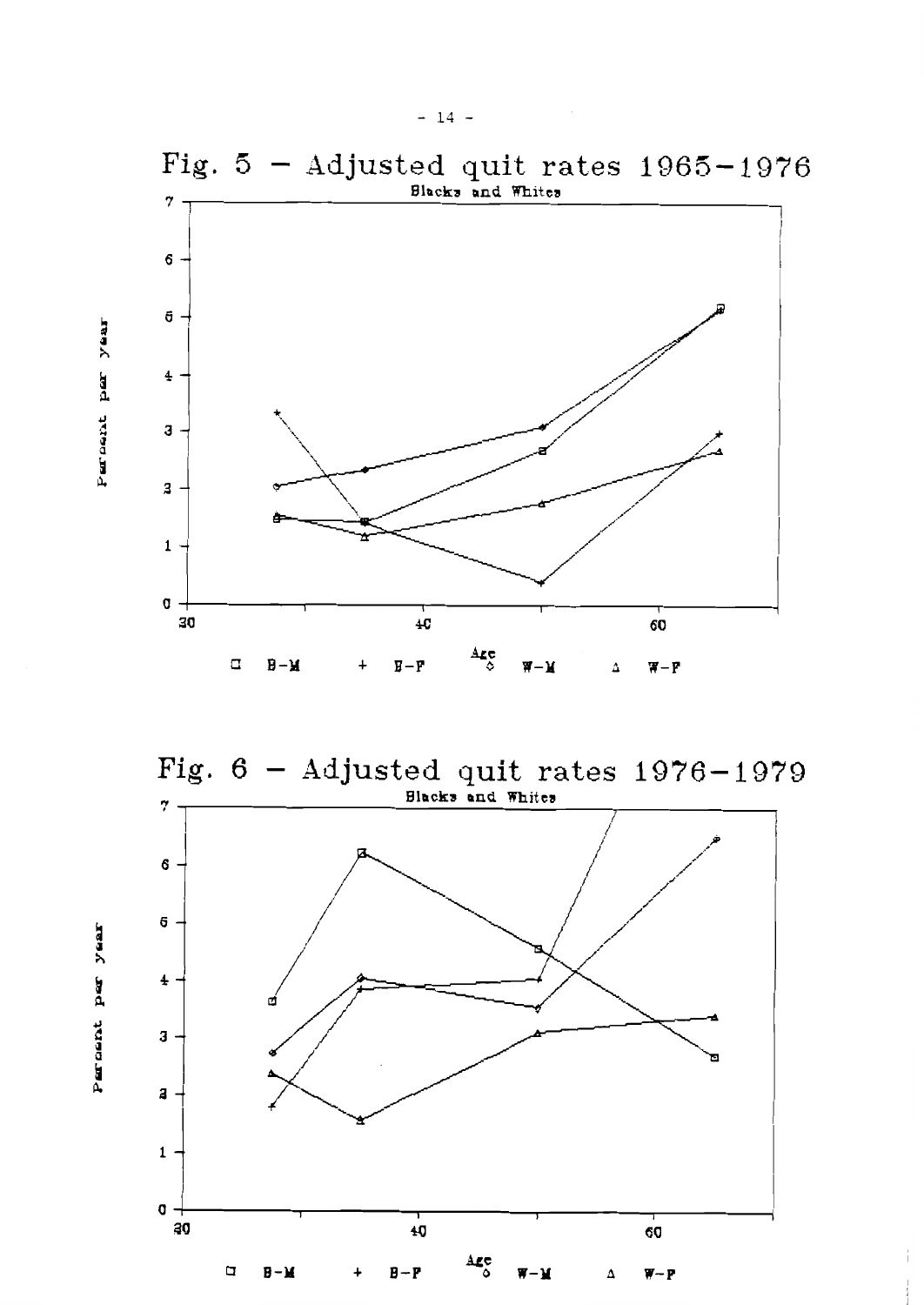# Fig. 5 – Adjusted quit rates 1965–1976

Blacks and Whites

Percent per year

Age

□ B-M + B-F ◇ W-M Δ W-F

# Fig. 6 – Adjusted quit rates 1976–1979

Blacks and Whites

Percent per year

Age

□ B-M + B-F ◇ W-M Δ W-F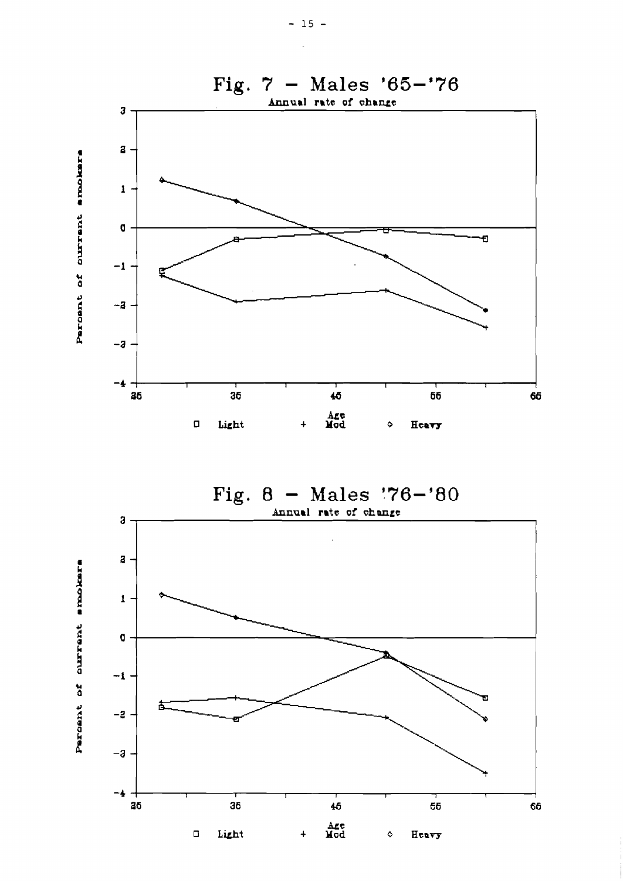## Fig. 7 – Males '65–'76

Annual rate of change

Percent of current smokers

Age

□ Light + Mod ◇ Heavy

## Fig. 8 – Males '76–'80

Annual rate of change

Percent of current smokers

Age

□ Light + Mod ◇ Heavy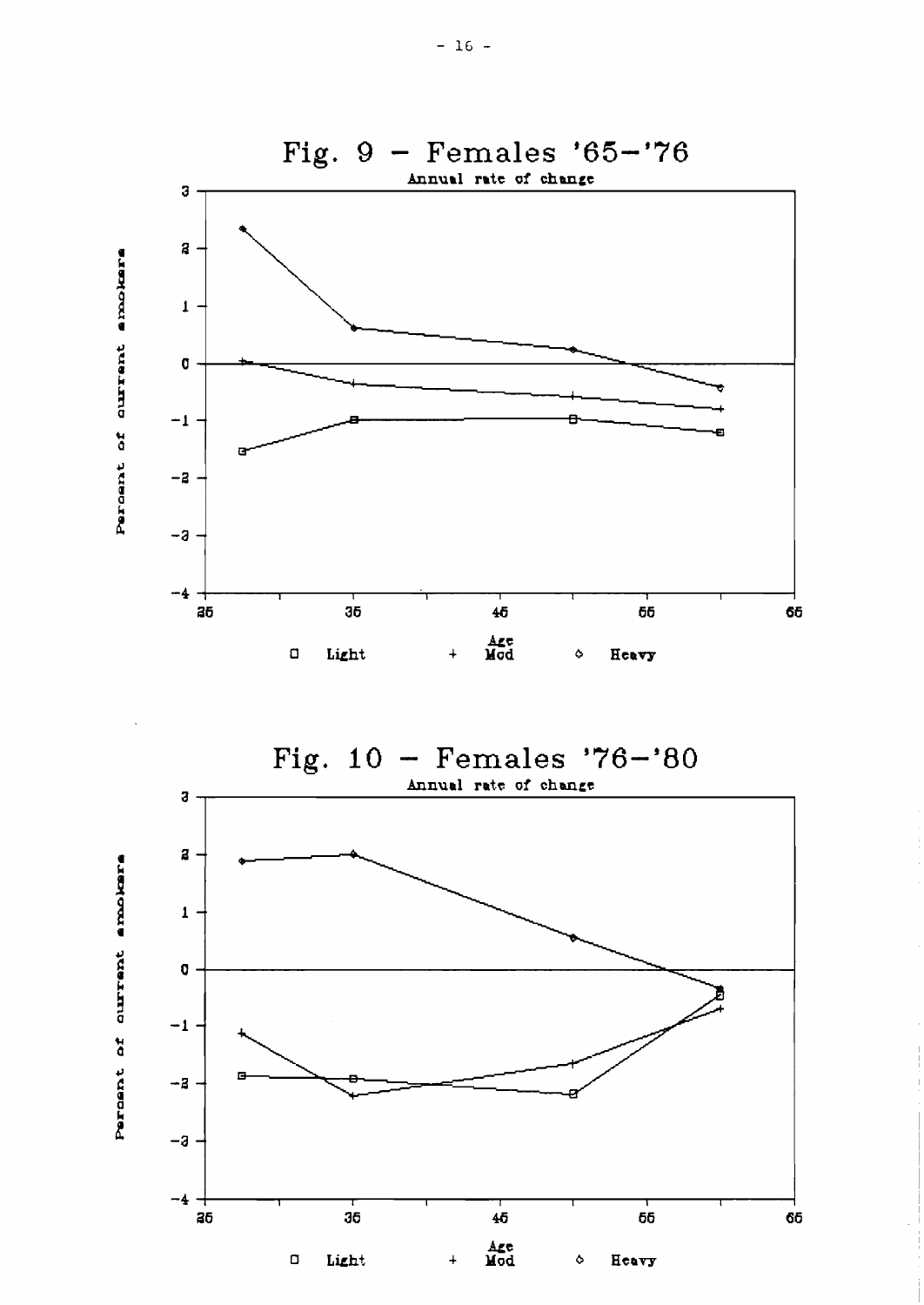## Fig. 9 — Females '65–'76

Annual rate of change

Percent of current smokers

Age

□ Light + Mod ◇ Heavy

## Fig. 10 — Females '76–'80

Annual rate of change

Percent of current smokers

Age

□ Light + Mod ◇ Heavy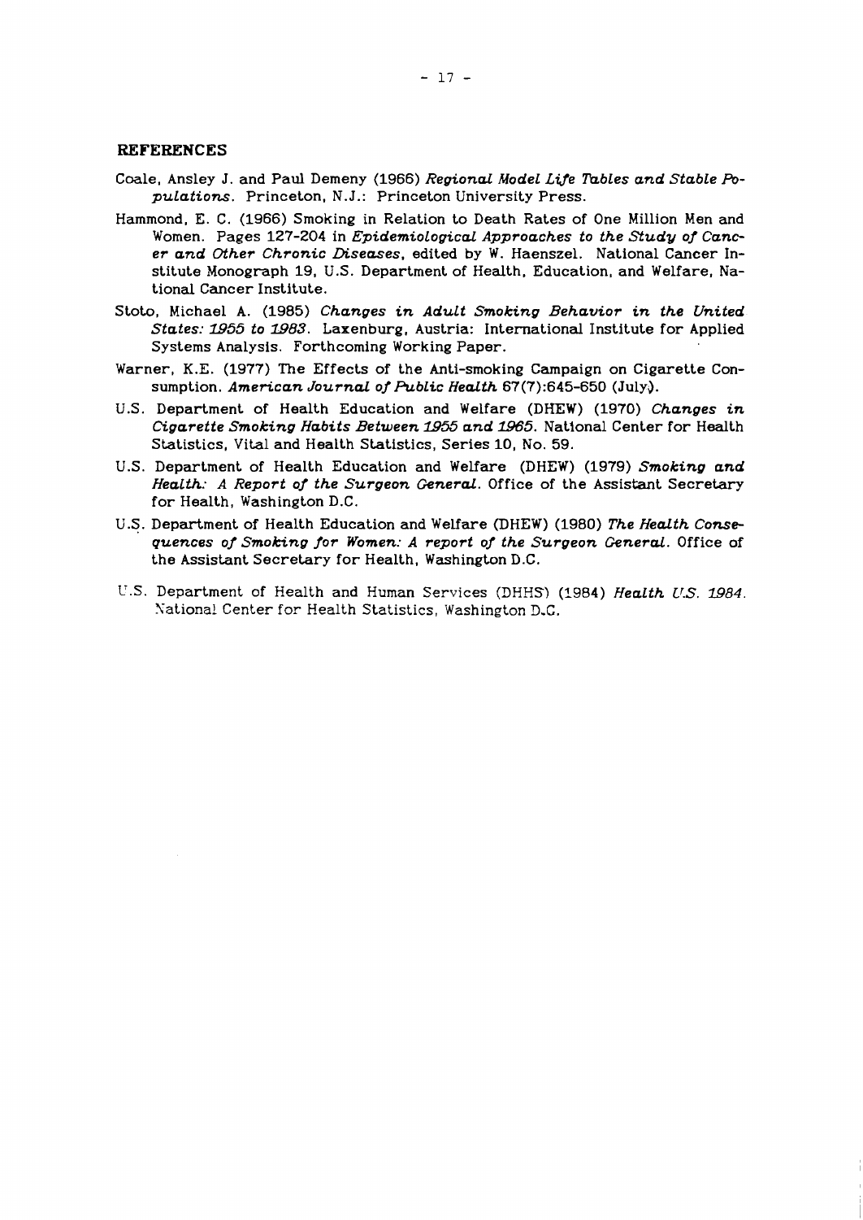## REFERENCES

Coale, Ansley J. and Paul Demeny (1966) *Regional Model Life Tables and Stable Populations*. Princeton, N.J.: Princeton University Press.

Hammond, E. C. (1966) Smoking in Relation to Death Rates of One Million Men and Women. Pages 127-204 in *Epidemiological Approaches to the Study of Cancer and Other Chronic Diseases*, edited by W. Haenszel. National Cancer Institute Monograph 19, U.S. Department of Health, Education, and Welfare, National Cancer Institute.

Stoto, Michael A. (1985) *Changes in Adult Smoking Behavior in the United States: 1955 to 1983*. Laxenburg, Austria: International Institute for Applied Systems Analysis. Forthcoming Working Paper.

Warner, K.E. (1977) The Effects of the Anti-smoking Campaign on Cigarette Consumption. *American Journal of Public Health* 67(7):645-650 (July).

U.S. Department of Health Education and Welfare (DHEW) (1970) *Changes in Cigarette Smoking Habits Between 1955 and 1965*. National Center for Health Statistics, Vital and Health Statistics, Series 10, No. 59.

U.S. Department of Health Education and Welfare (DHEW) (1979) *Smoking and Health: A Report of the Surgeon General*. Office of the Assistant Secretary for Health, Washington D.C.

U.S. Department of Health Education and Welfare (DHEW) (1980) *The Health Consequences of Smoking for Women: A report of the Surgeon General*. Office of the Assistant Secretary for Health, Washington D.C.

U.S. Department of Health and Human Services (DHHS) (1984) *Health U.S. 1984*. National Center for Health Statistics, Washington D.C.